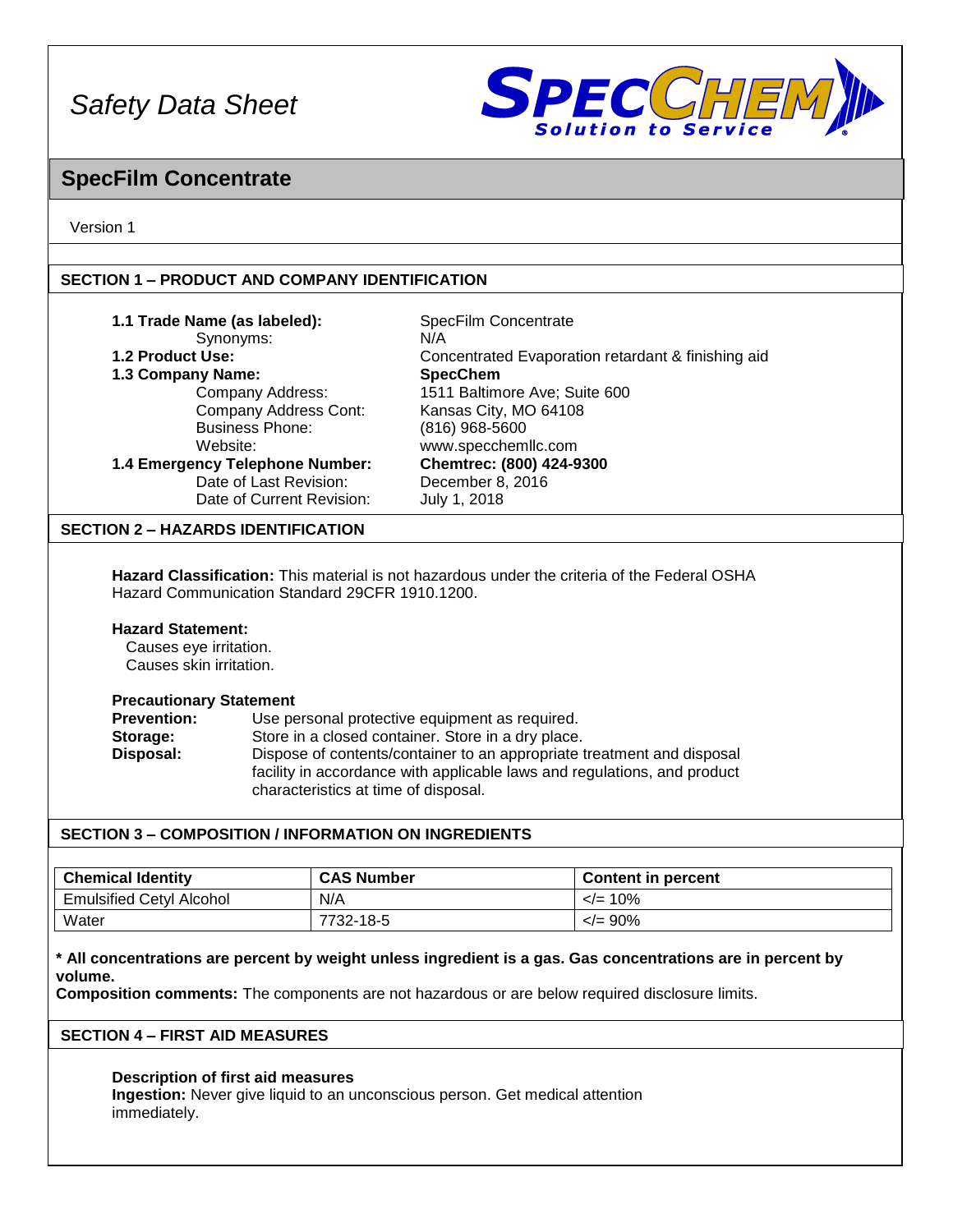# Safety Data Sheet

## SpecFilm Concentrate

Version 1

### SECTION 1 – PRODUCT AND COMPANY IDENTIFICATION

**1.1 Trade Name (as labeled):** SpecFilm Concentrate
Synonyms: N/A
**1.2 Product Use:** Concentrated Evaporation retardant & finishing aid
**1.3 Company Name:** **SpecChem**
Company Address: 1511 Baltimore Ave; Suite 600
Company Address Cont: Kansas City, MO 64108
Business Phone: (816) 968-5600
Website: www.specchemllc.com
**1.4 Emergency Telephone Number:** **Chemtrec: (800) 424-9300**
Date of Last Revision: December 8, 2016
Date of Current Revision: July 1, 2018

### SECTION 2 – HAZARDS IDENTIFICATION

**Hazard Classification:** This material is not hazardous under the criteria of the Federal OSHA Hazard Communication Standard 29CFR 1910.1200.

**Hazard Statement:**
Causes eye irritation.
Causes skin irritation.

**Precautionary Statement**
**Prevention:** Use personal protective equipment as required.
**Storage:** Store in a closed container. Store in a dry place.
**Disposal:** Dispose of contents/container to an appropriate treatment and disposal facility in accordance with applicable laws and regulations, and product characteristics at time of disposal.

### SECTION 3 – COMPOSITION / INFORMATION ON INGREDIENTS

| Chemical Identity | CAS Number | Content in percent |
|---|---|---|
| Emulsified Cetyl Alcohol | N/A | </= 10% |
| Water | 7732-18-5 | </= 90% |

**\* All concentrations are percent by weight unless ingredient is a gas. Gas concentrations are in percent by volume.**
**Composition comments:** The components are not hazardous or are below required disclosure limits.

### SECTION 4 – FIRST AID MEASURES

**Description of first aid measures**
**Ingestion:** Never give liquid to an unconscious person. Get medical attention immediately.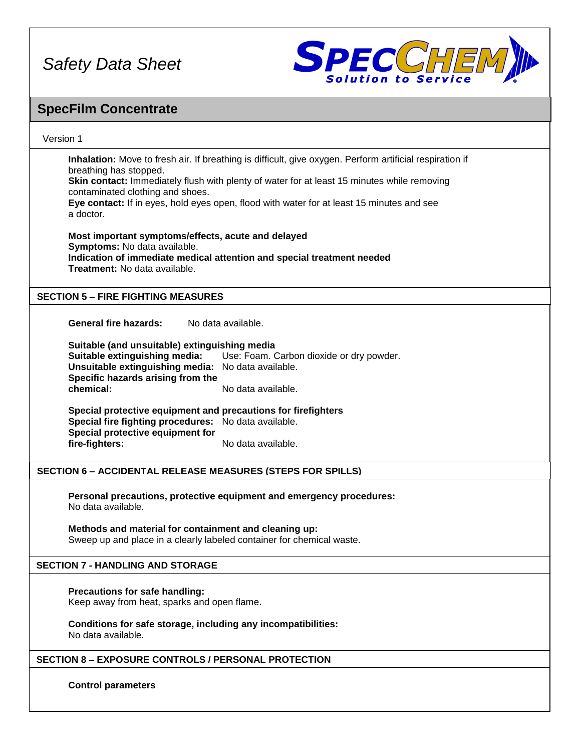Inhalation: Move to fresh air. If breathing is difficult, give oxygen. Perform artificial respiration if breathing has stopped.
**Skin contact:** Immediately flush with plenty of water for at least 15 minutes while removing contaminated clothing and shoes.
**Eye contact:** If in eyes, hold eyes open, flood with water for at least 15 minutes and see a doctor.

**Most important symptoms/effects, acute and delayed**
**Symptoms:** No data available.
**Indication of immediate medical attention and special treatment needed**
**Treatment:** No data available.

## SECTION 5 – FIRE FIGHTING MEASURES

**General fire hazards:** No data available.

**Suitable (and unsuitable) extinguishing media**
**Suitable extinguishing media:** Use: Foam. Carbon dioxide or dry powder.
**Unsuitable extinguishing media:** No data available.
**Specific hazards arising from the chemical:** No data available.

**Special protective equipment and precautions for firefighters**
**Special fire fighting procedures:** No data available.
**Special protective equipment for fire-fighters:** No data available.

## SECTION 6 – ACCIDENTAL RELEASE MEASURES (STEPS FOR SPILLS)

**Personal precautions, protective equipment and emergency procedures:**
No data available.

**Methods and material for containment and cleaning up:**
Sweep up and place in a clearly labeled container for chemical waste.

## SECTION 7 - HANDLING AND STORAGE

**Precautions for safe handling:**
Keep away from heat, sparks and open flame.

**Conditions for safe storage, including any incompatibilities:**
No data available.

## SECTION 8 – EXPOSURE CONTROLS / PERSONAL PROTECTION

**Control parameters**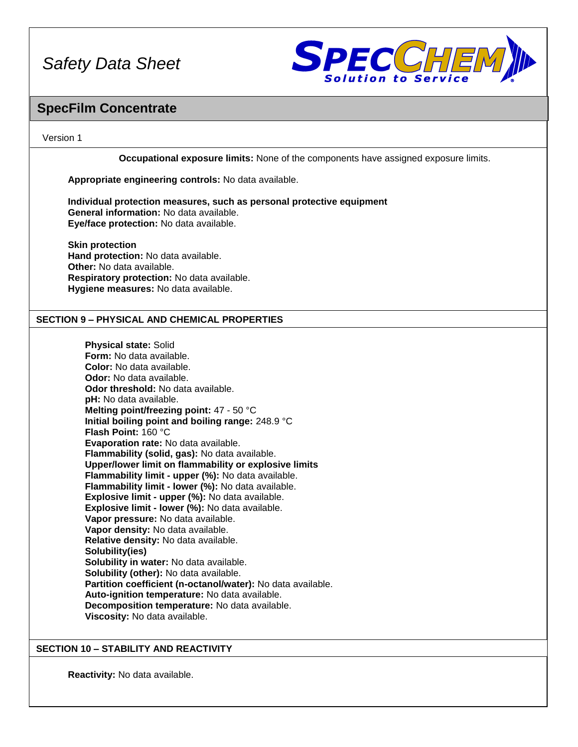**Occupational exposure limits:** None of the components have assigned exposure limits.

**Appropriate engineering controls:** No data available.

**Individual protection measures, such as personal protective equipment**
**General information:** No data available.
**Eye/face protection:** No data available.

**Skin protection**
**Hand protection:** No data available.
**Other:** No data available.
**Respiratory protection:** No data available.
**Hygiene measures:** No data available.

## SECTION 9 – PHYSICAL AND CHEMICAL PROPERTIES

**Physical state:** Solid
**Form:** No data available.
**Color:** No data available.
**Odor:** No data available.
**Odor threshold:** No data available.
**pH:** No data available.
**Melting point/freezing point:** 47 - 50 °C
**Initial boiling point and boiling range:** 248.9 °C
**Flash Point:** 160 °C
**Evaporation rate:** No data available.
**Flammability (solid, gas):** No data available.
**Upper/lower limit on flammability or explosive limits**
**Flammability limit - upper (%):** No data available.
**Flammability limit - lower (%):** No data available.
**Explosive limit - upper (%):** No data available.
**Explosive limit - lower (%):** No data available.
**Vapor pressure:** No data available.
**Vapor density:** No data available.
**Relative density:** No data available.
**Solubility(ies)**
**Solubility in water:** No data available.
**Solubility (other):** No data available.
**Partition coefficient (n-octanol/water):** No data available.
**Auto-ignition temperature:** No data available.
**Decomposition temperature:** No data available.
**Viscosity:** No data available.

## SECTION 10 – STABILITY AND REACTIVITY

**Reactivity:** No data available.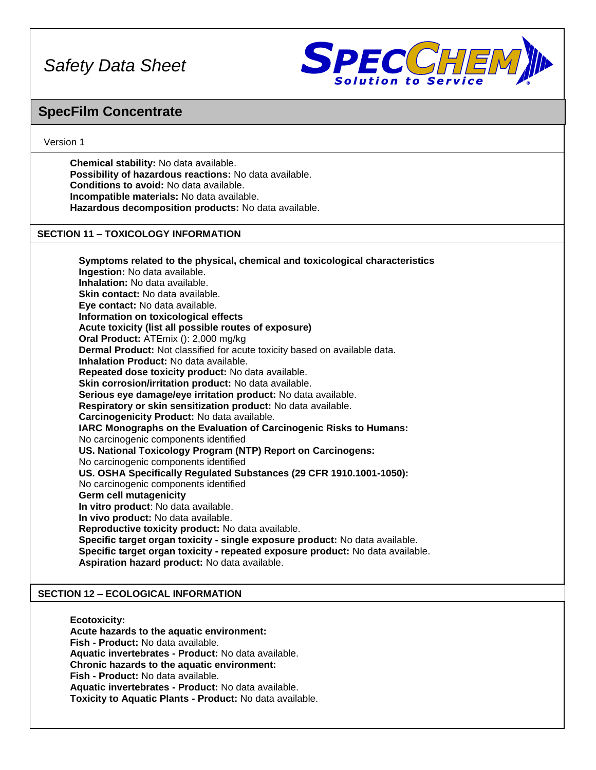**Chemical stability:** No data available.
**Possibility of hazardous reactions:** No data available.
**Conditions to avoid:** No data available.
**Incompatible materials:** No data available.
**Hazardous decomposition products:** No data available.

## SECTION 11 – TOXICOLOGY INFORMATION

**Symptoms related to the physical, chemical and toxicological characteristics**
**Ingestion:** No data available.
**Inhalation:** No data available.
**Skin contact:** No data available.
**Eye contact:** No data available.
**Information on toxicological effects**
**Acute toxicity (list all possible routes of exposure)**
**Oral Product:** ATEmix (): 2,000 mg/kg
**Dermal Product:** Not classified for acute toxicity based on available data.
**Inhalation Product:** No data available.
**Repeated dose toxicity product:** No data available.
**Skin corrosion/irritation product:** No data available.
**Serious eye damage/eye irritation product:** No data available.
**Respiratory or skin sensitization product:** No data available.
**Carcinogenicity Product:** No data available.
**IARC Monographs on the Evaluation of Carcinogenic Risks to Humans:**
No carcinogenic components identified
**US. National Toxicology Program (NTP) Report on Carcinogens:**
No carcinogenic components identified
**US. OSHA Specifically Regulated Substances (29 CFR 1910.1001-1050):**
No carcinogenic components identified
**Germ cell mutagenicity**
**In vitro product**: No data available.
**In vivo product:** No data available.
**Reproductive toxicity product:** No data available.
**Specific target organ toxicity - single exposure product:** No data available.
**Specific target organ toxicity - repeated exposure product:** No data available.
**Aspiration hazard product:** No data available.

## SECTION 12 – ECOLOGICAL INFORMATION

**Ecotoxicity:**
**Acute hazards to the aquatic environment:**
**Fish - Product:** No data available.
**Aquatic invertebrates - Product:** No data available.
**Chronic hazards to the aquatic environment:**
**Fish - Product:** No data available.
**Aquatic invertebrates - Product:** No data available.
**Toxicity to Aquatic Plants - Product:** No data available.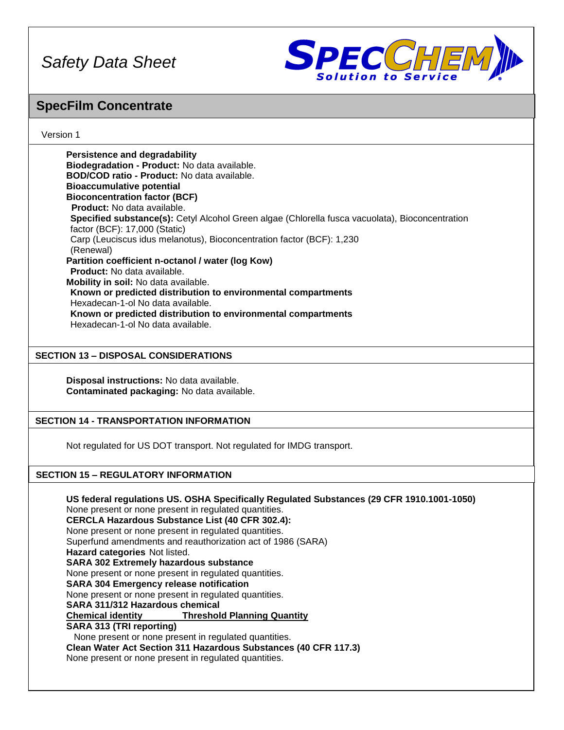**Persistence and degradability**
**Biodegradation - Product:** No data available.
**BOD/COD ratio - Product:** No data available.
**Bioaccumulative potential**
**Bioconcentration factor (BCF)**
**Product:** No data available.
**Specified substance(s):** Cetyl Alcohol Green algae (Chlorella fusca vacuolata), Bioconcentration factor (BCF): 17,000 (Static)
Carp (Leuciscus idus melanotus), Bioconcentration factor (BCF): 1,230 (Renewal)
**Partition coefficient n-octanol / water (log Kow)**
**Product:** No data available.
**Mobility in soil:** No data available.
**Known or predicted distribution to environmental compartments**
Hexadecan-1-ol No data available.
**Known or predicted distribution to environmental compartments**
Hexadecan-1-ol No data available.

## SECTION 13 – DISPOSAL CONSIDERATIONS

**Disposal instructions:** No data available.
**Contaminated packaging:** No data available.

## SECTION 14 - TRANSPORTATION INFORMATION

Not regulated for US DOT transport. Not regulated for IMDG transport.

## SECTION 15 – REGULATORY INFORMATION

**US federal regulations US. OSHA Specifically Regulated Substances (29 CFR 1910.1001-1050)**
None present or none present in regulated quantities.
**CERCLA Hazardous Substance List (40 CFR 302.4):**
None present or none present in regulated quantities.
Superfund amendments and reauthorization act of 1986 (SARA)
**Hazard categories** Not listed.
**SARA 302 Extremely hazardous substance**
None present or none present in regulated quantities.
**SARA 304 Emergency release notification**
None present or none present in regulated quantities.
**SARA 311/312 Hazardous chemical**

| Chemical identity | Threshold Planning Quantity |
| --- | --- |

**SARA 313 (TRI reporting)**
None present or none present in regulated quantities.
**Clean Water Act Section 311 Hazardous Substances (40 CFR 117.3)**
None present or none present in regulated quantities.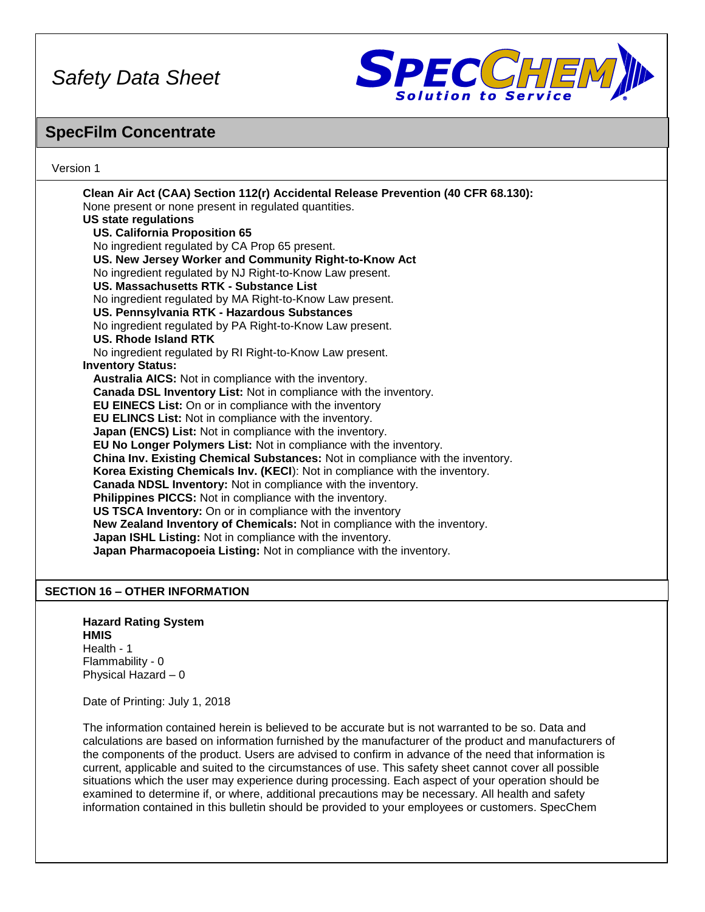**Clean Air Act (CAA) Section 112(r) Accidental Release Prevention (40 CFR 68.130):**
None present or none present in regulated quantities.

**US state regulations**

**US. California Proposition 65**
No ingredient regulated by CA Prop 65 present.

**US. New Jersey Worker and Community Right-to-Know Act**
No ingredient regulated by NJ Right-to-Know Law present.

**US. Massachusetts RTK - Substance List**
No ingredient regulated by MA Right-to-Know Law present.

**US. Pennsylvania RTK - Hazardous Substances**
No ingredient regulated by PA Right-to-Know Law present.

**US. Rhode Island RTK**
No ingredient regulated by RI Right-to-Know Law present.

**Inventory Status:**

**Australia AICS:** Not in compliance with the inventory.
**Canada DSL Inventory List:** Not in compliance with the inventory.
**EU EINECS List:** On or in compliance with the inventory
**EU ELINCS List:** Not in compliance with the inventory.
**Japan (ENCS) List:** Not in compliance with the inventory.
**EU No Longer Polymers List:** Not in compliance with the inventory.
**China Inv. Existing Chemical Substances:** Not in compliance with the inventory.
**Korea Existing Chemicals Inv. (KECI**): Not in compliance with the inventory.
**Canada NDSL Inventory:** Not in compliance with the inventory.
**Philippines PICCS:** Not in compliance with the inventory.
**US TSCA Inventory:** On or in compliance with the inventory
**New Zealand Inventory of Chemicals:** Not in compliance with the inventory.
**Japan ISHL Listing:** Not in compliance with the inventory.
**Japan Pharmacopoeia Listing:** Not in compliance with the inventory.

## SECTION 16 – OTHER INFORMATION

**Hazard Rating System**
**HMIS**
Health - 1
Flammability - 0
Physical Hazard – 0

Date of Printing: July 1, 2018

The information contained herein is believed to be accurate but is not warranted to be so. Data and calculations are based on information furnished by the manufacturer of the product and manufacturers of the components of the product. Users are advised to confirm in advance of the need that information is current, applicable and suited to the circumstances of use. This safety sheet cannot cover all possible situations which the user may experience during processing. Each aspect of your operation should be examined to determine if, or where, additional precautions may be necessary. All health and safety information contained in this bulletin should be provided to your employees or customers. SpecChem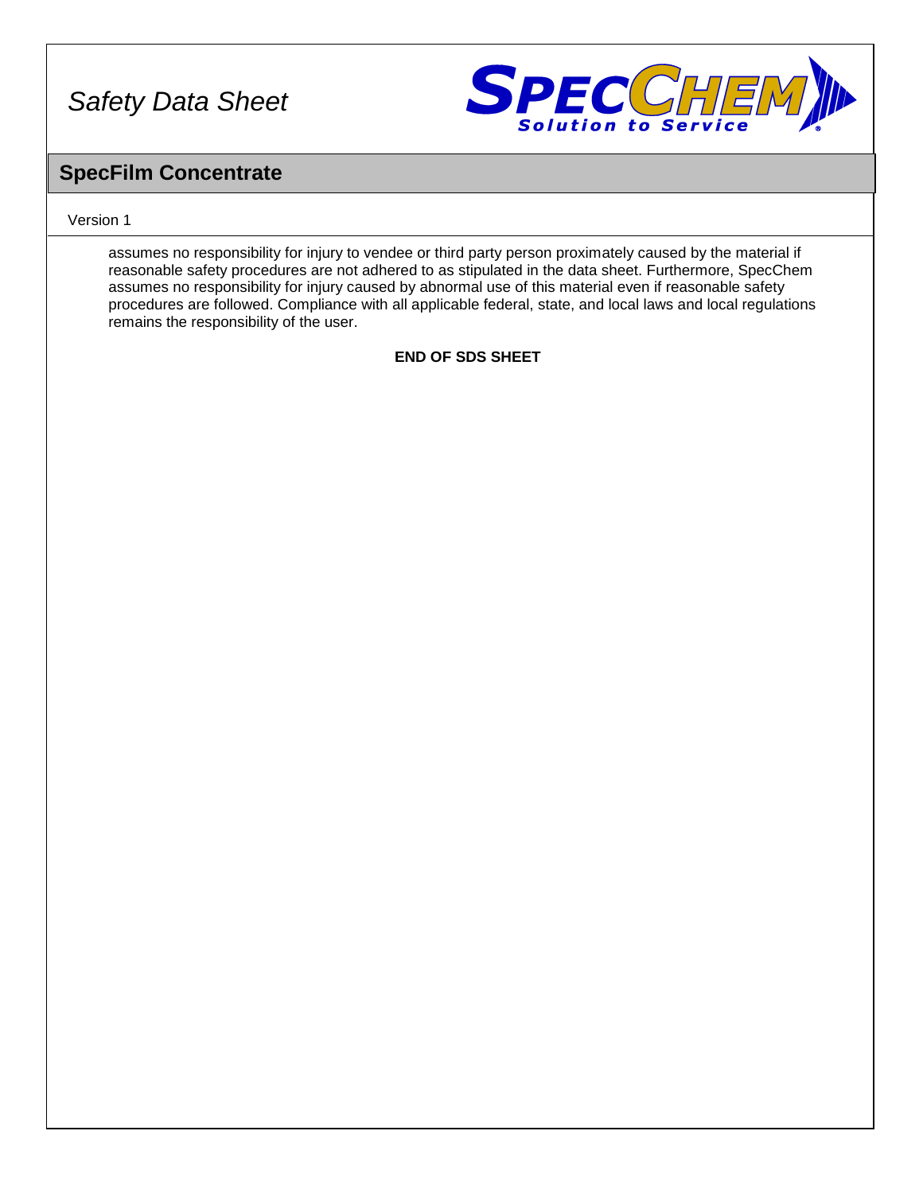assumes no responsibility for injury to vendee or third party person proximately caused by the material if reasonable safety procedures are not adhered to as stipulated in the data sheet. Furthermore, SpecChem assumes no responsibility for injury caused by abnormal use of this material even if reasonable safety procedures are followed. Compliance with all applicable federal, state, and local laws and local regulations remains the responsibility of the user.

**END OF SDS SHEET**